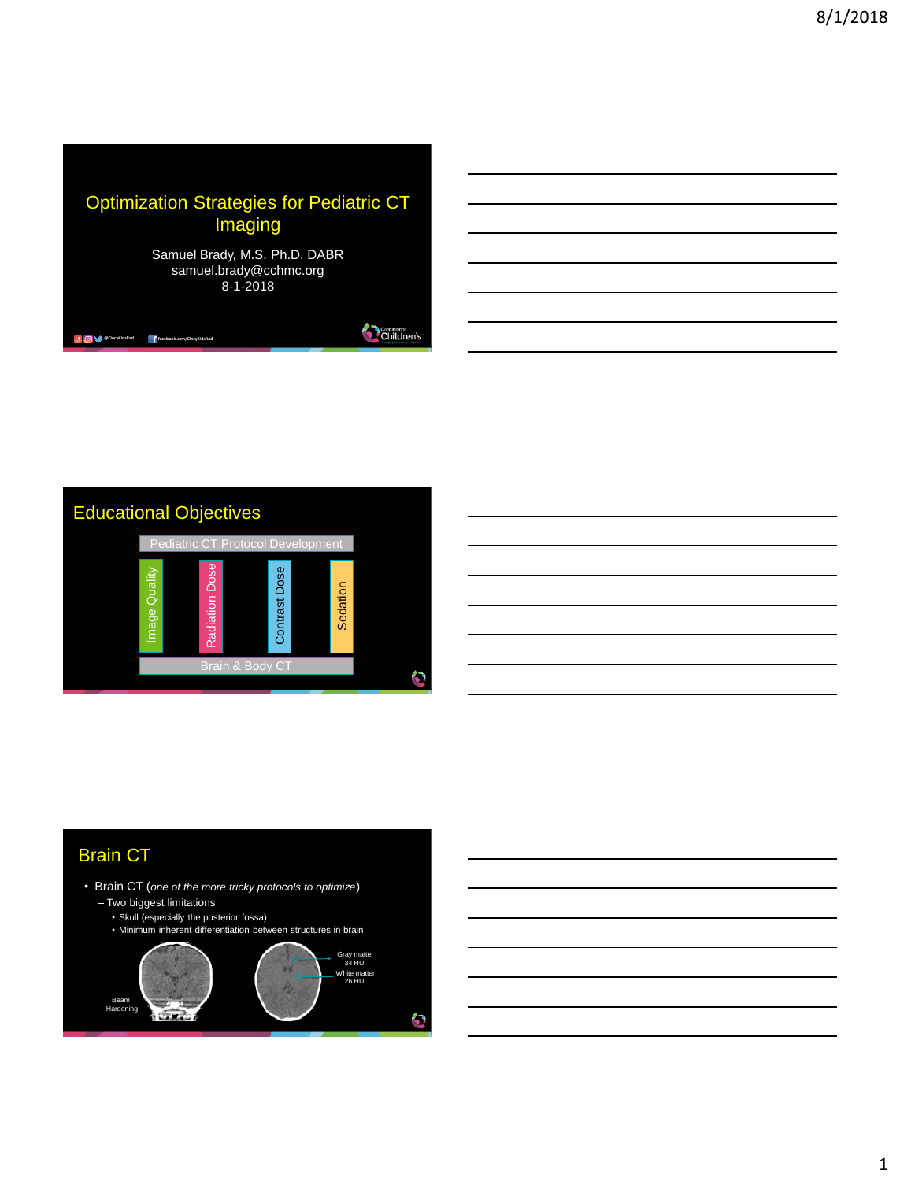# Optimization Strategies for Pediatric CT Imaging

Samuel Brady, M.S. Ph.D. DABR
samuel.brady@cchmc.org
8-1-2018

@CincyKidsRad facebook.com/CincyKidsRad

Cincinnati Children's

## Educational Objectives

Pediatric CT Protocol Development

- Image Quality
- Radiation Dose
- Contrast Dose
- Sedation

Brain & Body CT

## Brain CT

- Brain CT (*one of the more tricky protocols to optimize*)
  - Two biggest limitations
    - Skull (especially the posterior fossa)
    - Minimum inherent differentiation between structures in brain

Beam Hardening

Gray matter 34 HU

White matter 26 HU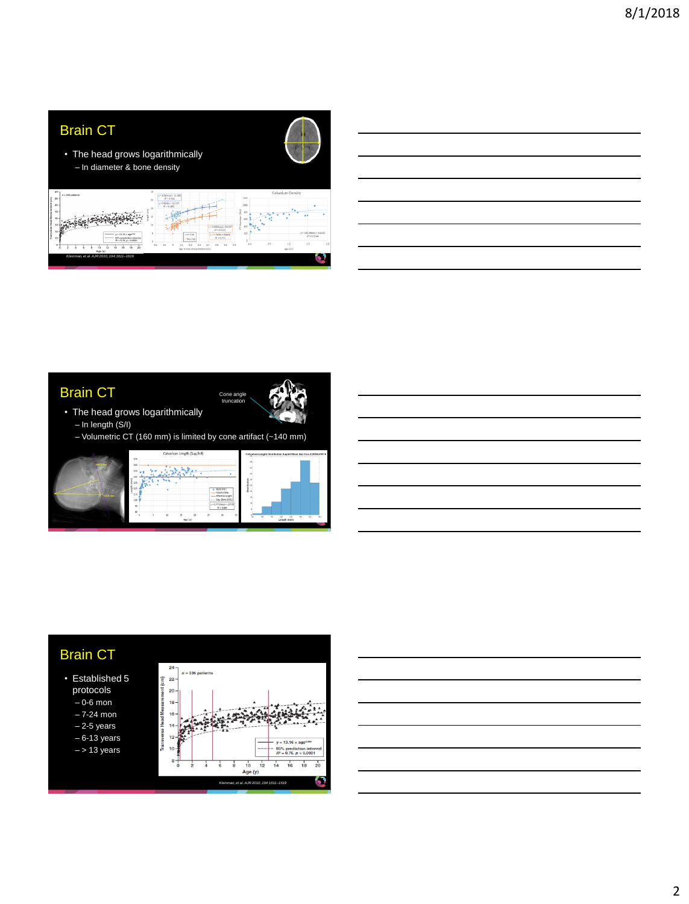## Brain CT

- The head grows logarithmically
  - In diameter & bone density

*Kleinman, et al. AJR 2010; 194:1611–1619*

## Brain CT

Cone angle truncation

- The head grows logarithmically
  - In length (S/I)
  - Volumetric CT (160 mm) is limited by cone artifact (~140 mm)

## Brain CT

- Established 5 protocols
  - 0-6 mon
  - 7-24 mon
  - 2-5 years
  - 6-13 years
  - > 13 years

*Kleinman, et al. AJR 2010; 194:1611–1619*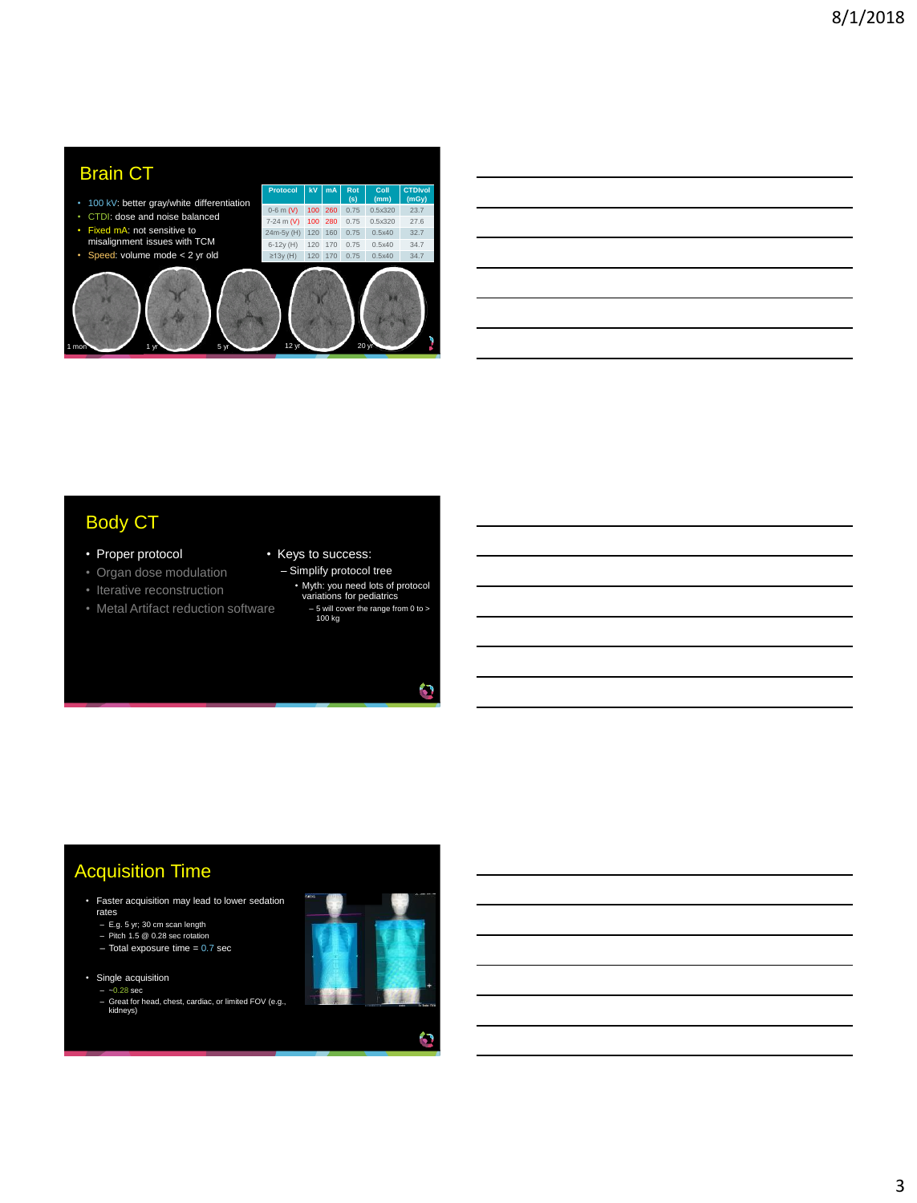## Brain CT

- 100 kV: better gray/white differentiation
- CTDI: dose and noise balanced
- Fixed mA: not sensitive to misalignment issues with TCM
- Speed: volume mode < 2 yr old

| Protocol | kV | mA | Rot (s) | Coll (mm) | CTDIvol (mGy) |
|---|---|---|---|---|---|
| 0-6 m (V) | 100 | 260 | 0.75 | 0.5x320 | 23.7 |
| 7-24 m (V) | 100 | 280 | 0.75 | 0.5x320 | 27.6 |
| 24m-5y (H) | 120 | 160 | 0.75 | 0.5x40 | 32.7 |
| 6-12y (H) | 120 | 170 | 0.75 | 0.5x40 | 34.7 |
| ≥13y (H) | 120 | 170 | 0.75 | 0.5x40 | 34.7 |

1 mon, 1 yr, 5 yr, 12 yr, 20 yr

## Body CT

- Proper protocol
- Organ dose modulation
- Iterative reconstruction
- Metal Artifact reduction software

- Keys to success:
  - Simplify protocol tree
    - Myth: you need lots of protocol variations for pediatrics
      - 5 will cover the range from 0 to > 100 kg

## Acquisition Time

- Faster acquisition may lead to lower sedation rates
  - E.g. 5 yr; 30 cm scan length
  - Pitch 1.5 @ 0.28 sec rotation
  - Total exposure time = 0.7 sec
- Single acquisition
  - ~0.28 sec
  - Great for head, chest, cardiac, or limited FOV (e.g., kidneys)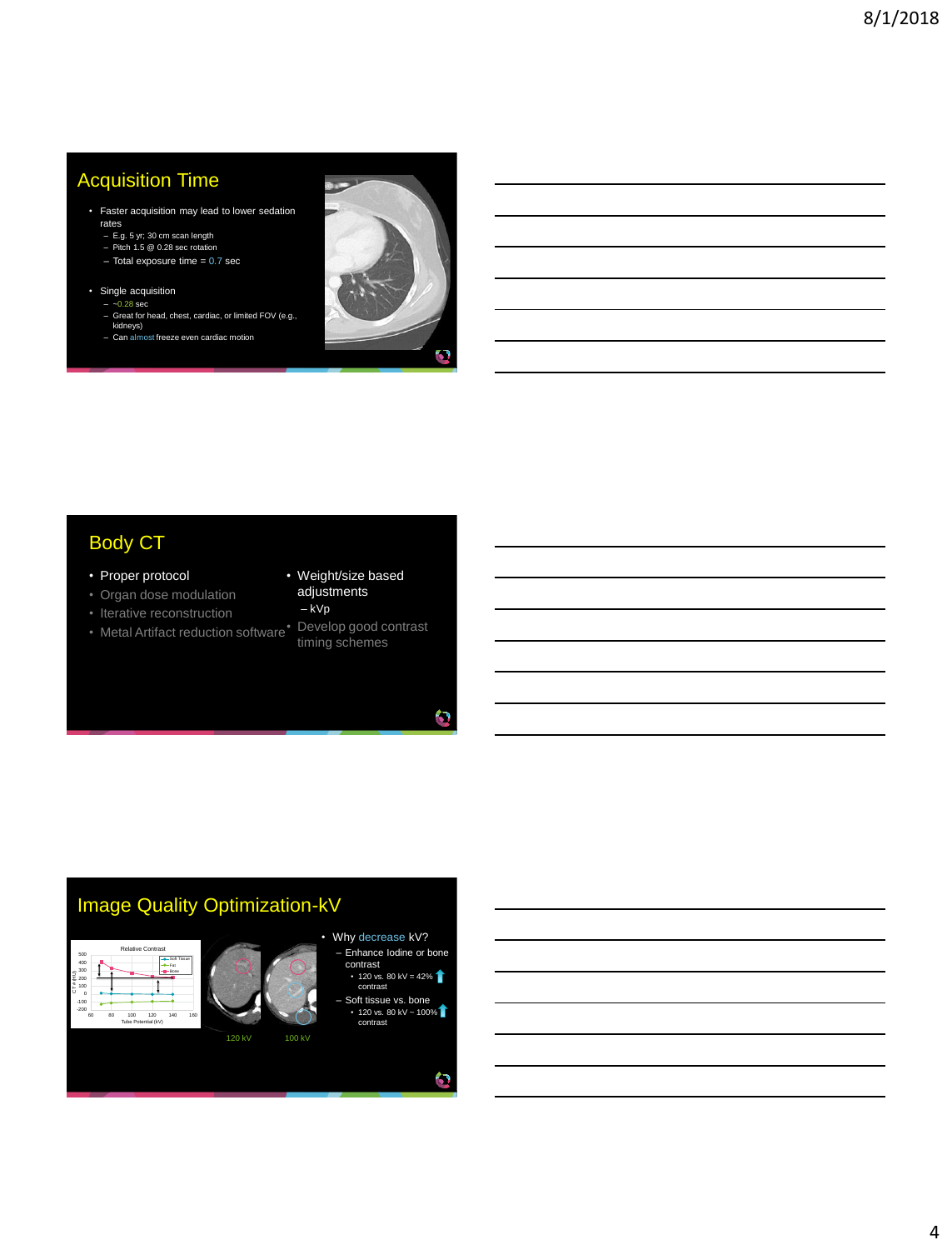## Acquisition Time

- Faster acquisition may lead to lower sedation rates
  - E.g. 5 yr; 30 cm scan length
  - Pitch 1.5 @ 0.28 sec rotation
  - Total exposure time = 0.7 sec
- Single acquisition
  - ~0.28 sec
  - Great for head, chest, cardiac, or limited FOV (e.g., kidneys)
  - Can almost freeze even cardiac motion

## Body CT

- Proper protocol
- Organ dose modulation
- Iterative reconstruction
- Metal Artifact reduction software
- Weight/size based adjustments
  - kVp
- Develop good contrast timing schemes

## Image Quality Optimization-kV

120 kV    100 kV

- Why decrease kV?
  - Enhance Iodine or bone contrast
    - 120 vs. 80 kV = 42% ↑ contrast
  - Soft tissue vs. bone
    - 120 vs. 80 kV ~ 100% ↑ contrast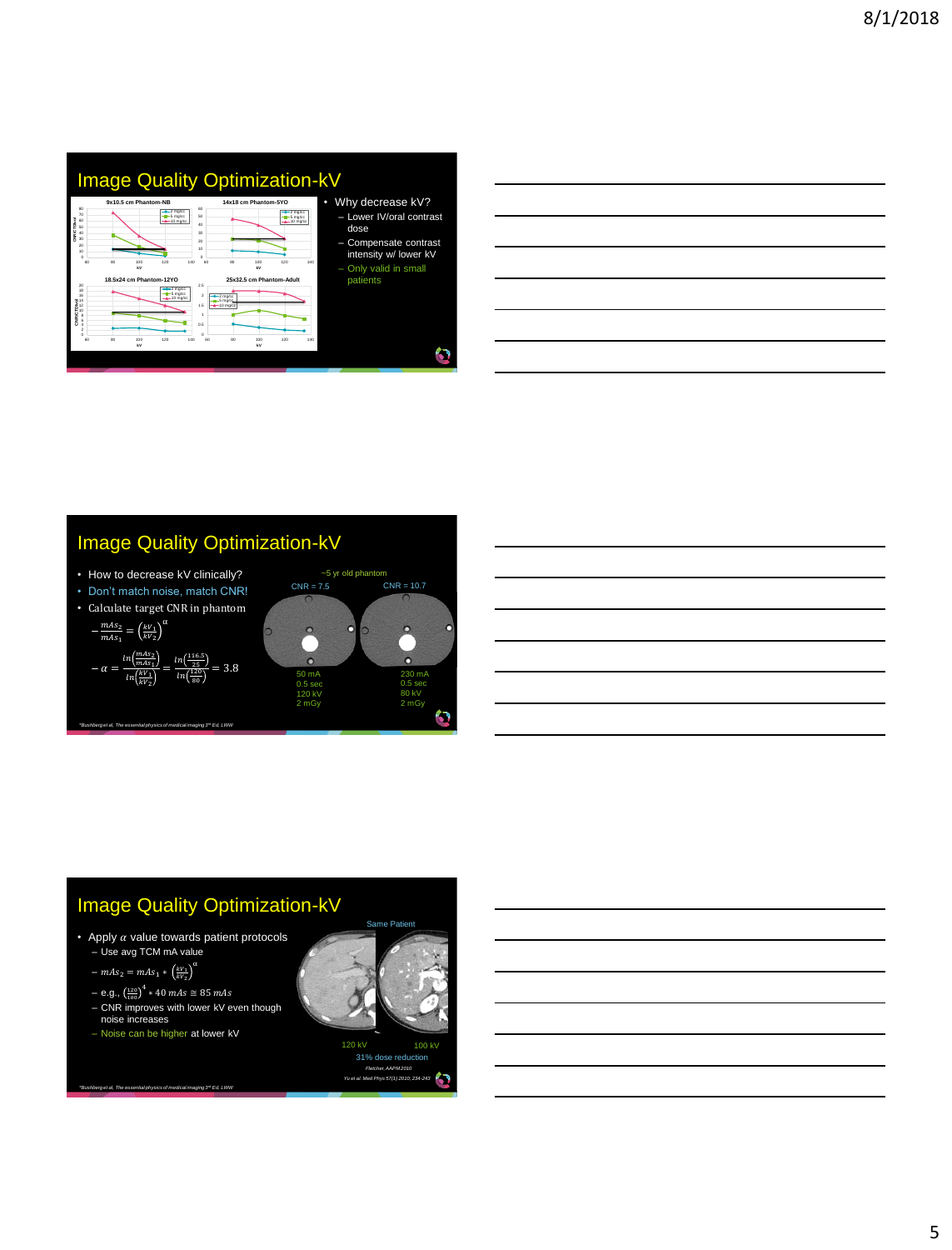## Image Quality Optimization-kV

9x10.5 cm Phantom-NB

14x18 cm Phantom-5YO

18.5x24 cm Phantom-12YO

25x32.5 cm Phantom-Adult

- Why decrease kV?
  - Lower IV/oral contrast dose
  - Compensate contrast intensity w/ lower kV
  - Only valid in small patients

## Image Quality Optimization-kV

- How to decrease kV clinically?
- Don't match noise, match CNR!
- Calculate target CNR in phantom
  - $\frac{mAs_2}{mAs_1} = \left(\frac{kV_1}{kV_2}\right)^{\alpha}$
  - $\alpha = \frac{\ln\left(\frac{mAs_2}{mAs_1}\right)}{\ln\left(\frac{kV_1}{kV_2}\right)} = \frac{\ln\left(\frac{116.5}{25}\right)}{\ln\left(\frac{120}{80}\right)} = 3.8$

~5 yr old phantom

| CNR = 7.5 | CNR = 10.7 |
|---|---|
| 50 mA | 230 mA |
| 0.5 sec | 0.5 sec |
| 120 kV | 80 kV |
| 2 mGy | 2 mGy |

*Bushberg et al, The essential physics of medical imaging 3rd Ed, LWW

## Image Quality Optimization-kV

- Apply $\alpha$ value towards patient protocols
  - Use avg TCM mA value
  - $mAs_2 = mAs_1 * \left(\frac{kV_1}{kV_2}\right)^{\alpha}$
  - e.g., $\left(\frac{120}{100}\right)^4 * 40\ mAs \cong 85\ mAs$
  - CNR improves with lower kV even though noise increases
  - Noise can be higher at lower kV

Same Patient

120 kV | 100 kV

31% dose reduction

Fletcher, AAPM 2010

Yu et al. Med Phys 37(1) 2010, 234-243

*Bushberg et al, The essential physics of medical imaging 3rd Ed, LWW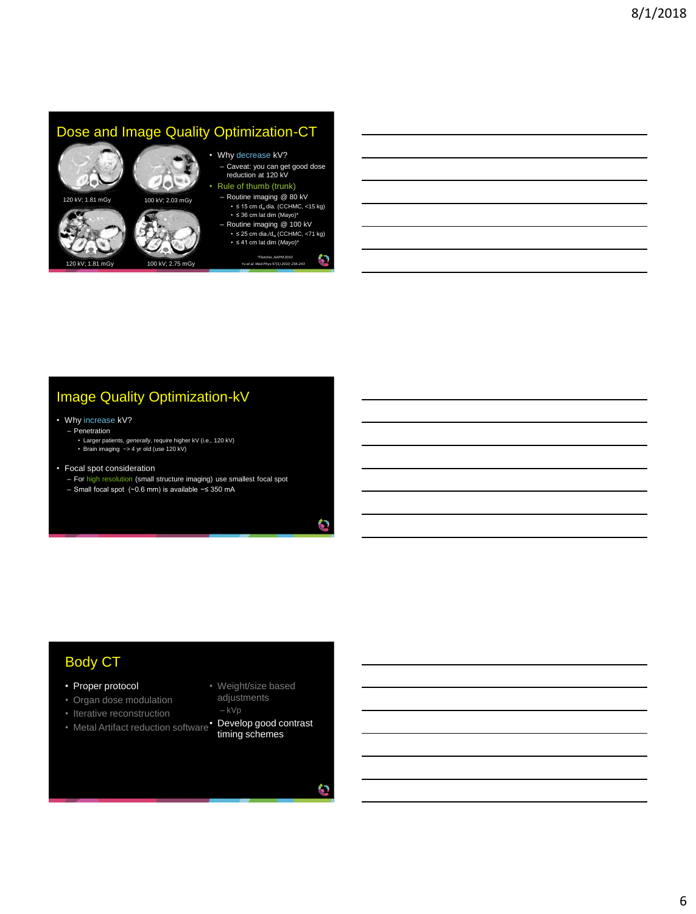## Dose and Image Quality Optimization-CT

120 kV; 1.81 mGy

100 kV; 2.03 mGy

120 kV; 1.81 mGy

100 kV; 2.75 mGy

- Why decrease kV?
  - Caveat: you can get good dose reduction at 120 kV
- Rule of thumb (trunk)
  - Routine imaging @ 80 kV
    - ≤ 15 cm $d_w$ dia. (CCHMC, <15 kg)
    - ≤ 36 cm lat dim (Mayo)*
  - Routine imaging @ 100 kV
    - ≤ 25 cm dia./$d_w$ (CCHMC, <71 kg)
    - ≤ 41 cm lat dim (Mayo)*

*Fletcher, AAPM 2010

Yu et al. Med Phys 37(1) 2010; 234-243

## Image Quality Optimization-kV

- Why increase kV?
  - Penetration
    - Larger patients, *generally*, require higher kV (i.e., 120 kV)
    - Brain imaging ~> 4 yr old (use 120 kV)
- Focal spot consideration
  - For high resolution (small structure imaging) use smallest focal spot
  - Small focal spot (~0.6 mm) is available ~≤ 350 mA

## Body CT

- Proper protocol
- Organ dose modulation
- Iterative reconstruction
- Metal Artifact reduction software
- Weight/size based adjustments
  - kVp
- Develop good contrast timing schemes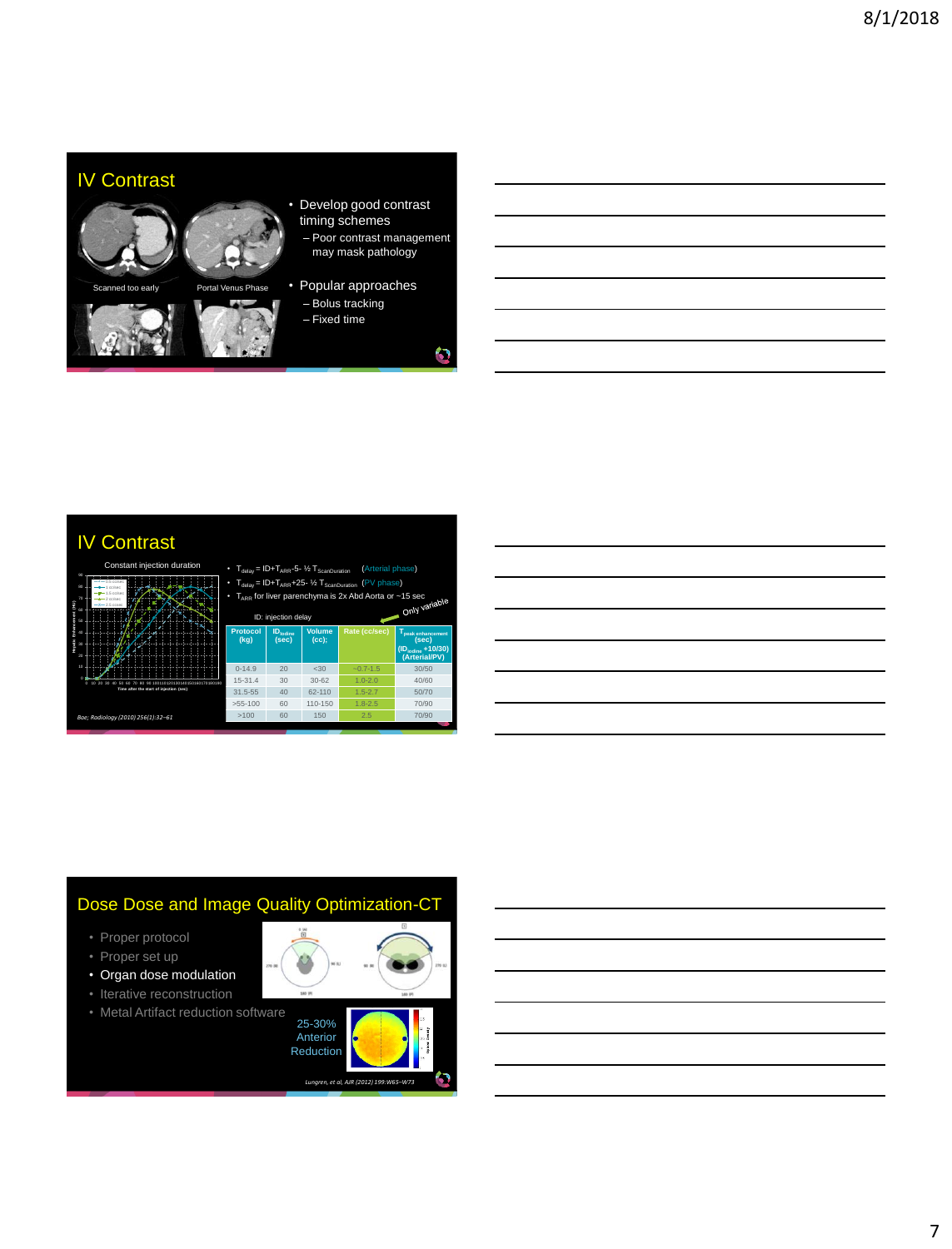## IV Contrast

Scanned too early

Portal Venus Phase

- Develop good contrast timing schemes
  - Poor contrast management may mask pathology
- Popular approaches
  - Bolus tracking
  - Fixed time

## IV Contrast

Constant injection duration

Boe; Radiology (2010) 256(1):32–61

- $T_{delay}$ = ID+$T_{ARR}$-5- ½ $T_{ScanDuration}$ (Arterial phase)
- $T_{delay}$ = ID+$T_{ARR}$+25- ½ $T_{ScanDuration}$ (PV phase)
- $T_{ARR}$ for liver parenchyma is 2x Abd Aorta or ~15 sec

ID: injection delay

Only variable

| Protocol (kg) | $ID_{Iodine}$ (sec) | Volume (cc); | Rate (cc/sec) | $T_{peak\ enhancement}$ (sec) ($ID_{Iodine}$ +10/30) (Arterial/PV) |
|---|---|---|---|---|
| 0-14.9 | 20 | <30 | ~0.7-1.5 | 30/50 |
| 15-31.4 | 30 | 30-62 | 1.0-2.0 | 40/60 |
| 31.5-55 | 40 | 62-110 | 1.5-2.7 | 50/70 |
| >55-100 | 60 | 110-150 | 1.8-2.5 | 70/90 |
| >100 | 60 | 150 | 2.5 | 70/90 |

## Dose Dose and Image Quality Optimization-CT

- Proper protocol
- Proper set up
- Organ dose modulation
- Iterative reconstruction
- Metal Artifact reduction software

25-30% Anterior Reduction

Lungren, et al, AJR (2012) 199:W65–W73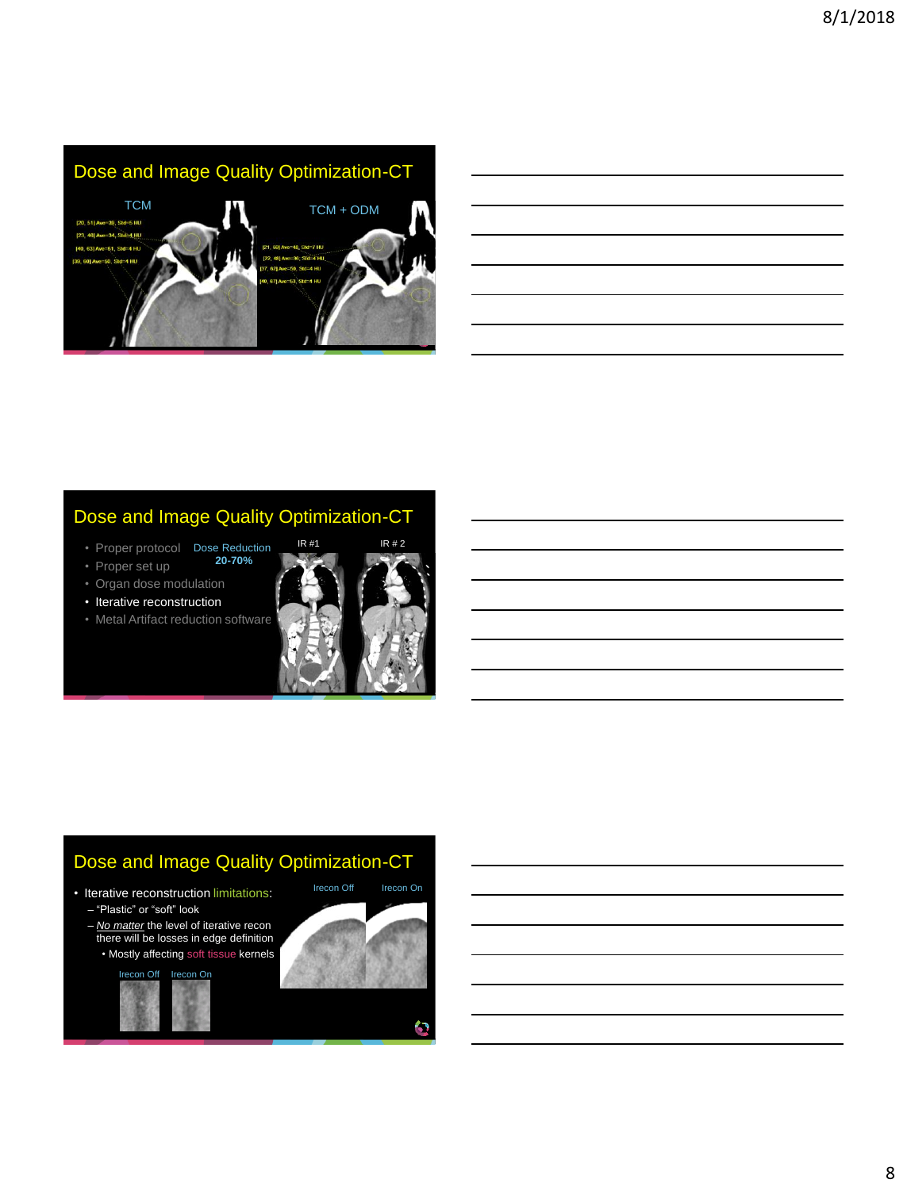## Dose and Image Quality Optimization-CT

TCM

TCM + ODM

[20, 51] Ave=39, Std=5 HU
[23, 48] Ave=34, Std=4 HU
[40, 63] Ave=51, Std=4 HU
[39, 60] Ave=50, Std=4 HU

[21, 59] Ave=40, Std=7 HU
[22, 48] Ave=36, Std=4 HU
[37, 62] Ave=50, Std=4 HU
[40, 67] Ave=53, Std=4 HU

## Dose and Image Quality Optimization-CT

- Proper protocol
- Proper set up
- Organ dose modulation
- **Iterative reconstruction**
- Metal Artifact reduction software

Dose Reduction **20-70%**

IR #1 IR # 2

## Dose and Image Quality Optimization-CT

- Iterative reconstruction limitations:
  - "Plastic" or "soft" look
  - *No matter* the level of iterative recon there will be losses in edge definition
    - Mostly affecting soft tissue kernels

Irecon Off Irecon On

Irecon Off Irecon On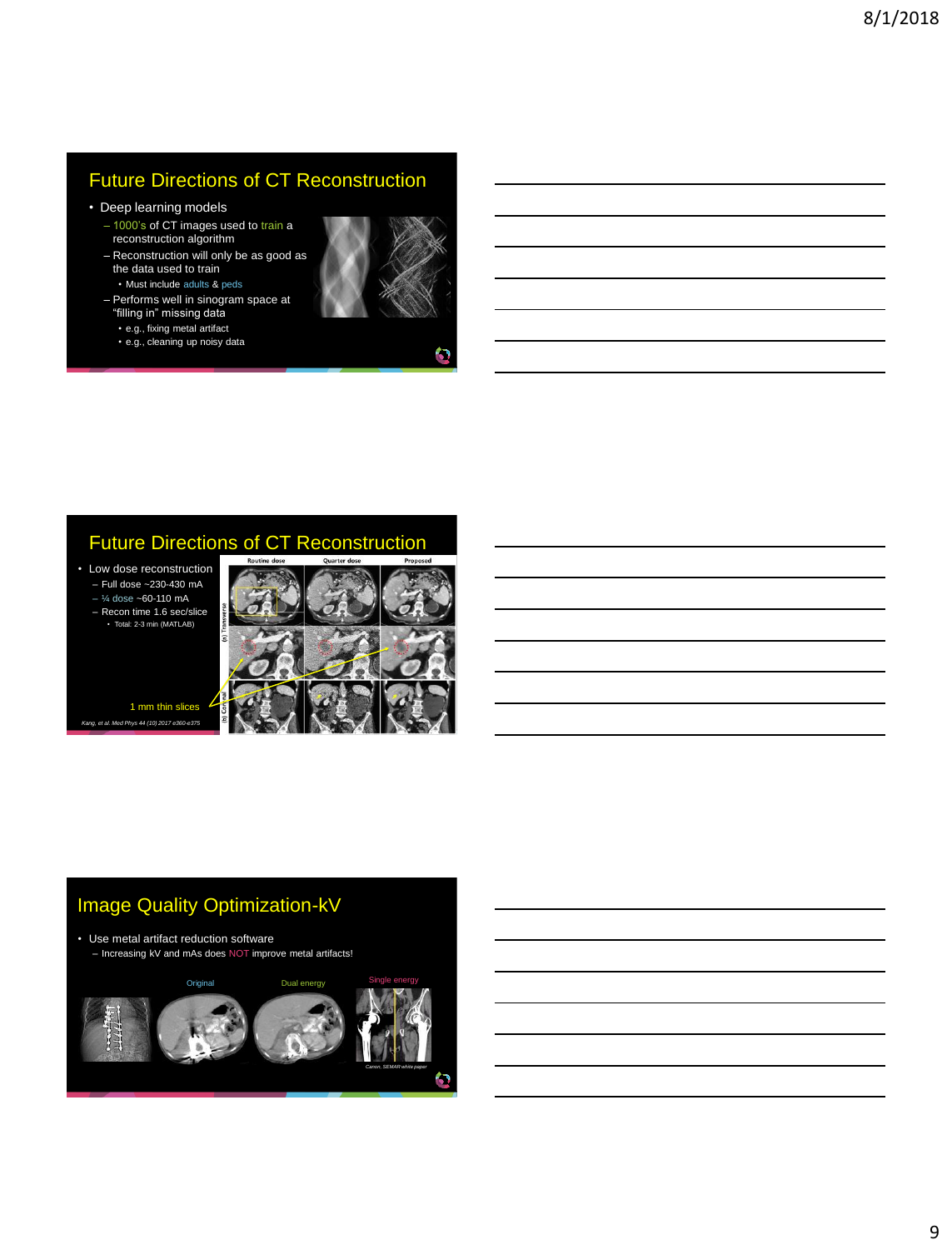## Future Directions of CT Reconstruction

- Deep learning models
  - 1000's of CT images used to train a reconstruction algorithm
  - Reconstruction will only be as good as the data used to train
    - Must include adults & peds
  - Performs well in sinogram space at "filling in" missing data
    - e.g., fixing metal artifact
    - e.g., cleaning up noisy data

## Future Directions of CT Reconstruction

- Low dose reconstruction
  - Full dose ~230-430 mA
  - ¼ dose ~60-110 mA
  - Recon time 1.6 sec/slice
    - Total: 2-3 min (MATLAB)

Routine dose | Quarter dose | Proposed

(a) Transverse

(b) Coronal

1 mm thin slices

*Kang, et al. Med Phys 44 (10) 2017 e360-e375*

## Image Quality Optimization-kV

- Use metal artifact reduction software
  - Increasing kV and mAs does NOT improve metal artifacts!

Original | Dual energy | Single energy

*Canon, SEMAR white paper*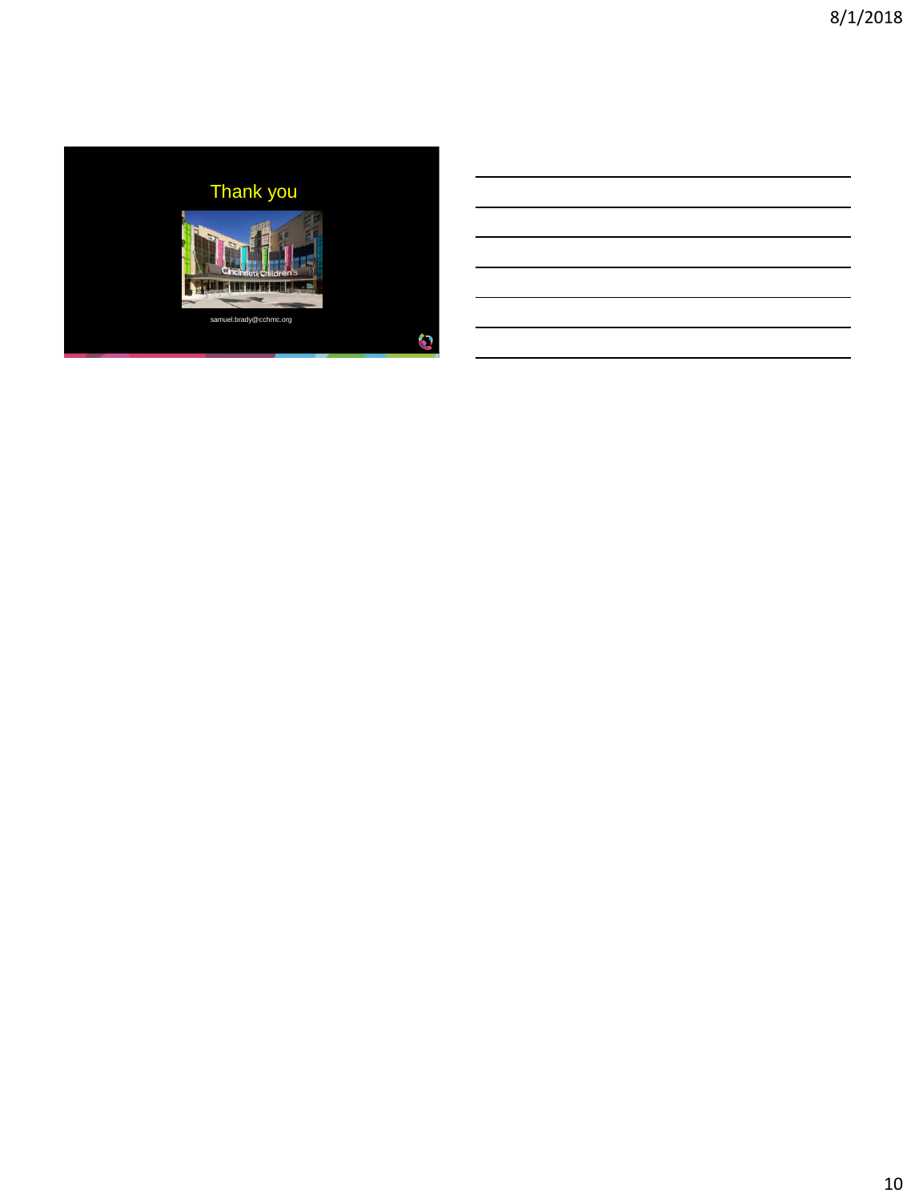Thank you

samuel.brady@cchmc.org